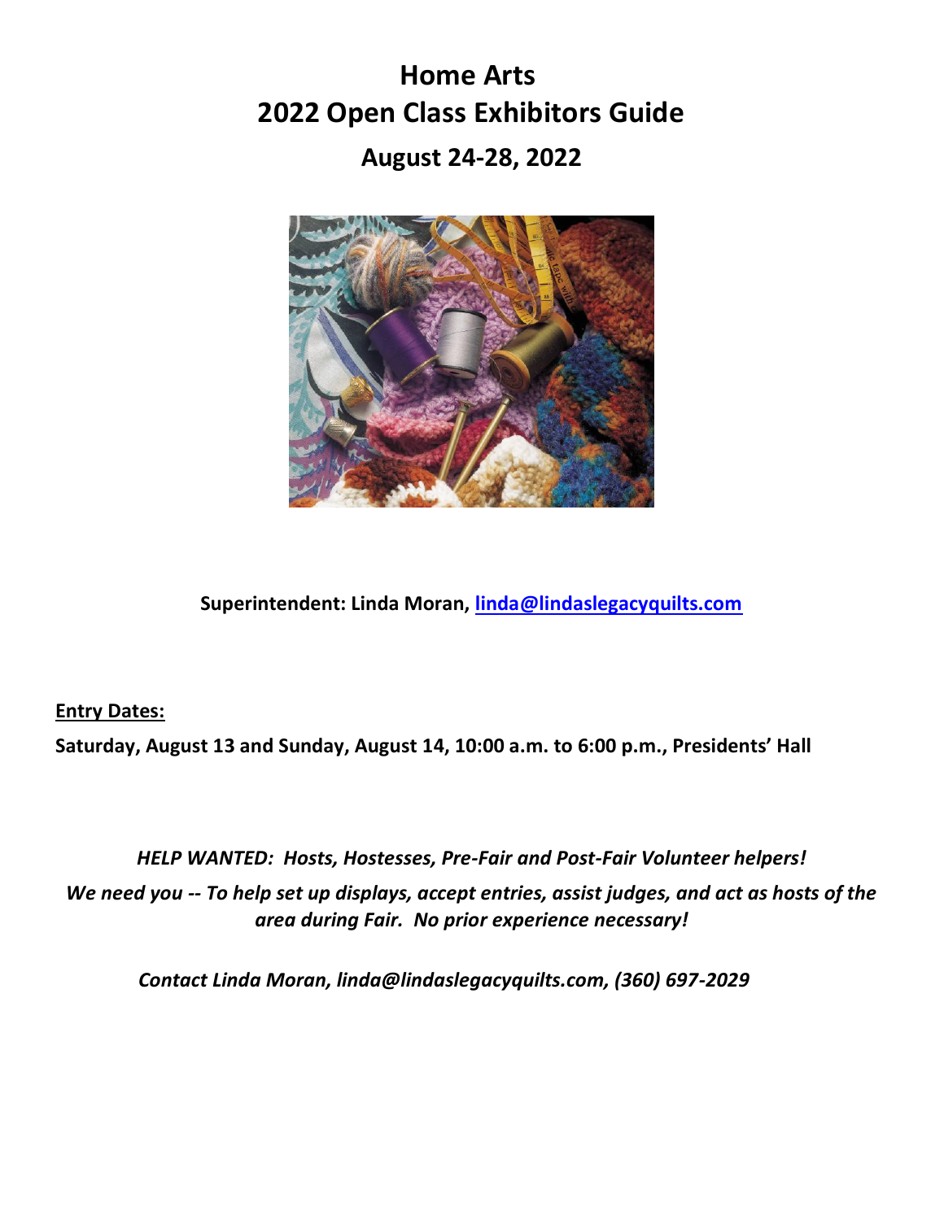# Home Arts
# 2022 Open Class Exhibitors Guide
## August 24-28, 2022

**Superintendent: Linda Moran, [linda@lindaslegacyquilts.com](mailto:linda@lindaslegacyquilts.com)**

**<u>Entry Dates:</u>**

**Saturday, August 13 and Sunday, August 14, 10:00 a.m. to 6:00 p.m., Presidents' Hall**

***HELP WANTED: Hosts, Hostesses, Pre-Fair and Post-Fair Volunteer helpers!***

***We need you -- To help set up displays, accept entries, assist judges, and act as hosts of the area during Fair. No prior experience necessary!***

***Contact Linda Moran, linda@lindaslegacyquilts.com, (360) 697-2029***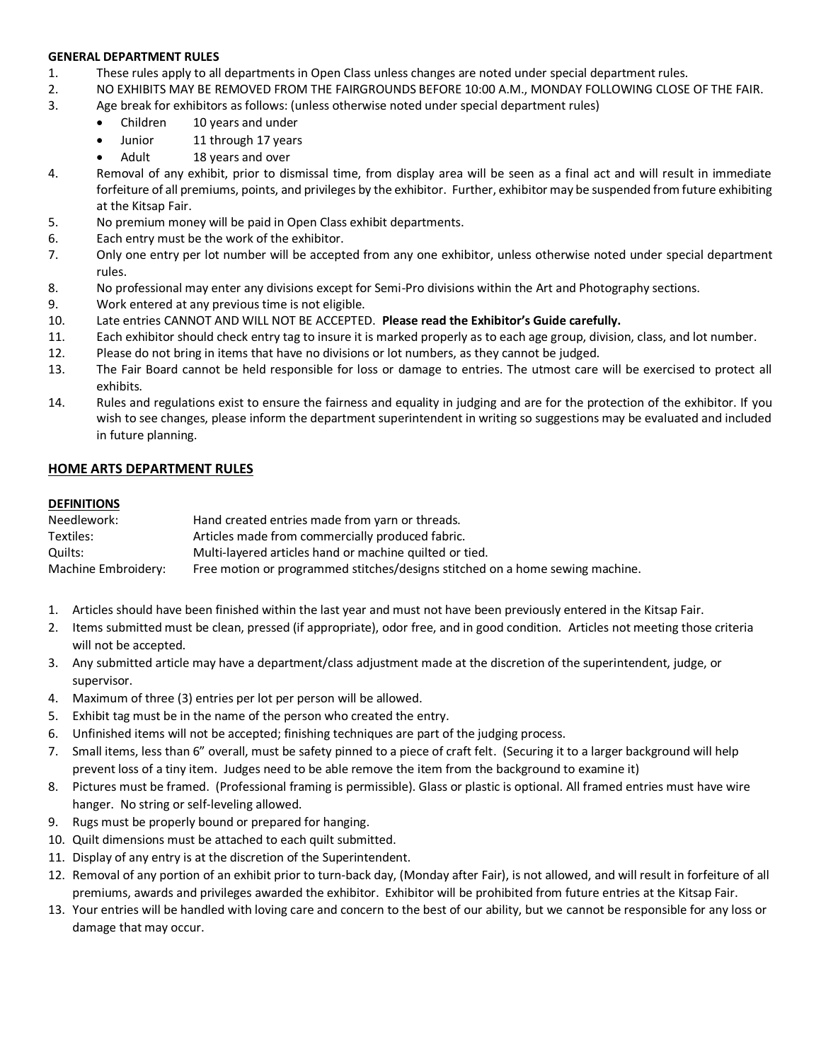**GENERAL DEPARTMENT RULES**

1. These rules apply to all departments in Open Class unless changes are noted under special department rules.
2. NO EXHIBITS MAY BE REMOVED FROM THE FAIRGROUNDS BEFORE 10:00 A.M., MONDAY FOLLOWING CLOSE OF THE FAIR.
3. Age break for exhibitors as follows: (unless otherwise noted under special department rules)
   - Children 10 years and under
   - Junior 11 through 17 years
   - Adult 18 years and over
4. Removal of any exhibit, prior to dismissal time, from display area will be seen as a final act and will result in immediate forfeiture of all premiums, points, and privileges by the exhibitor. Further, exhibitor may be suspended from future exhibiting at the Kitsap Fair.
5. No premium money will be paid in Open Class exhibit departments.
6. Each entry must be the work of the exhibitor.
7. Only one entry per lot number will be accepted from any one exhibitor, unless otherwise noted under special department rules.
8. No professional may enter any divisions except for Semi-Pro divisions within the Art and Photography sections.
9. Work entered at any previous time is not eligible.
10. Late entries CANNOT AND WILL NOT BE ACCEPTED. **Please read the Exhibitor's Guide carefully.**
11. Each exhibitor should check entry tag to insure it is marked properly as to each age group, division, class, and lot number.
12. Please do not bring in items that have no divisions or lot numbers, as they cannot be judged.
13. The Fair Board cannot be held responsible for loss or damage to entries. The utmost care will be exercised to protect all exhibits.
14. Rules and regulations exist to ensure the fairness and equality in judging and are for the protection of the exhibitor. If you wish to see changes, please inform the department superintendent in writing so suggestions may be evaluated and included in future planning.

## HOME ARTS DEPARTMENT RULES

**DEFINITIONS**

| | |
|---|---|
| Needlework: | Hand created entries made from yarn or threads. |
| Textiles: | Articles made from commercially produced fabric. |
| Quilts: | Multi-layered articles hand or machine quilted or tied. |
| Machine Embroidery: | Free motion or programmed stitches/designs stitched on a home sewing machine. |

1. Articles should have been finished within the last year and must not have been previously entered in the Kitsap Fair.
2. Items submitted must be clean, pressed (if appropriate), odor free, and in good condition. Articles not meeting those criteria will not be accepted.
3. Any submitted article may have a department/class adjustment made at the discretion of the superintendent, judge, or supervisor.
4. Maximum of three (3) entries per lot per person will be allowed.
5. Exhibit tag must be in the name of the person who created the entry.
6. Unfinished items will not be accepted; finishing techniques are part of the judging process.
7. Small items, less than 6" overall, must be safety pinned to a piece of craft felt. (Securing it to a larger background will help prevent loss of a tiny item. Judges need to be able remove the item from the background to examine it)
8. Pictures must be framed. (Professional framing is permissible). Glass or plastic is optional. All framed entries must have wire hanger. No string or self-leveling allowed.
9. Rugs must be properly bound or prepared for hanging.
10. Quilt dimensions must be attached to each quilt submitted.
11. Display of any entry is at the discretion of the Superintendent.
12. Removal of any portion of an exhibit prior to turn-back day, (Monday after Fair), is not allowed, and will result in forfeiture of all premiums, awards and privileges awarded the exhibitor. Exhibitor will be prohibited from future entries at the Kitsap Fair.
13. Your entries will be handled with loving care and concern to the best of our ability, but we cannot be responsible for any loss or damage that may occur.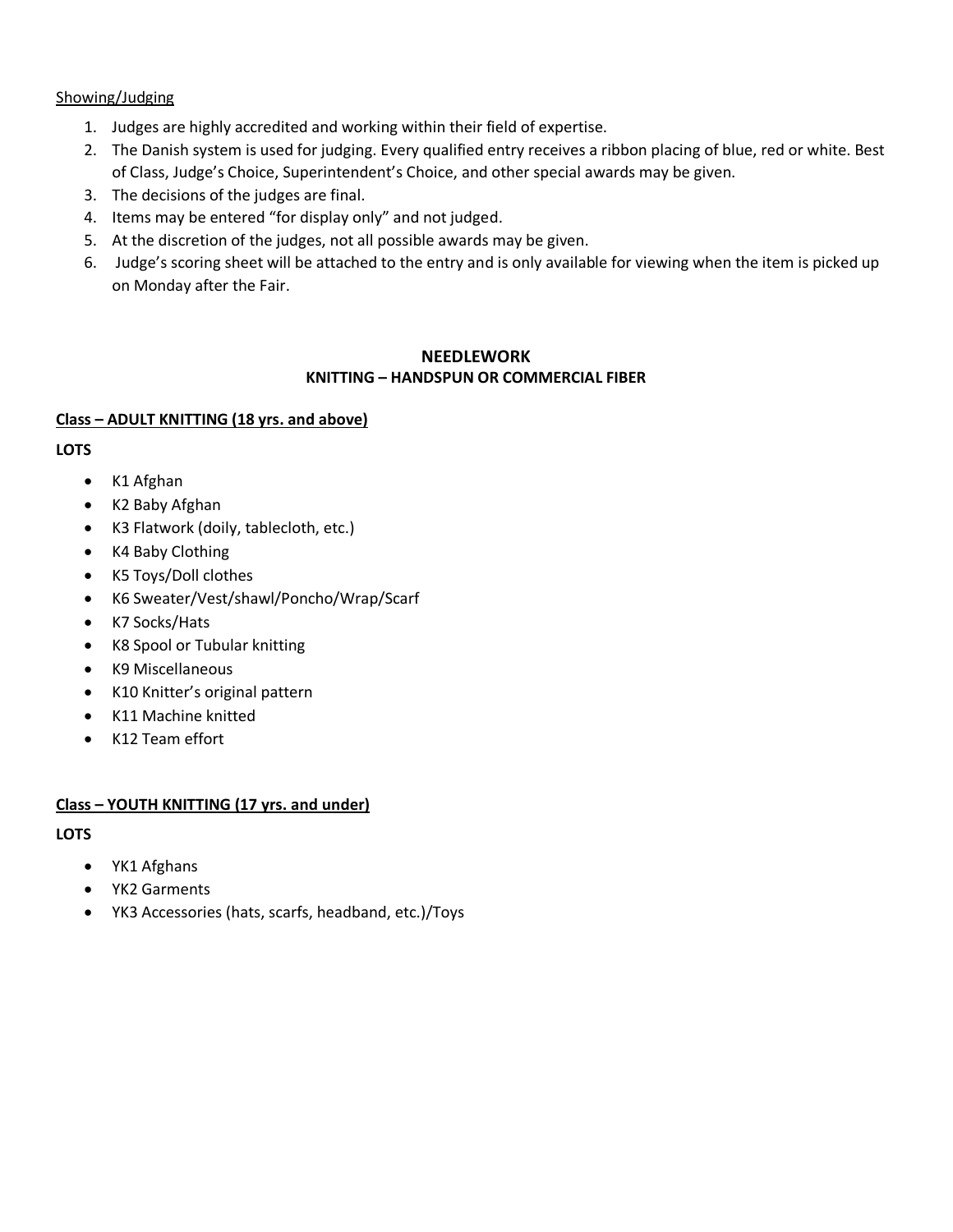<u>Showing/Judging</u>

1. Judges are highly accredited and working within their field of expertise.
2. The Danish system is used for judging. Every qualified entry receives a ribbon placing of blue, red or white. Best of Class, Judge's Choice, Superintendent's Choice, and other special awards may be given.
3. The decisions of the judges are final.
4. Items may be entered "for display only" and not judged.
5. At the discretion of the judges, not all possible awards may be given.
6. Judge's scoring sheet will be attached to the entry and is only available for viewing when the item is picked up on Monday after the Fair.

## NEEDLEWORK

### KNITTING – HANDSPUN OR COMMERCIAL FIBER

**<u>Class – ADULT KNITTING (18 yrs. and above)</u>**

**LOTS**

- K1 Afghan
- K2 Baby Afghan
- K3 Flatwork (doily, tablecloth, etc.)
- K4 Baby Clothing
- K5 Toys/Doll clothes
- K6 Sweater/Vest/shawl/Poncho/Wrap/Scarf
- K7 Socks/Hats
- K8 Spool or Tubular knitting
- K9 Miscellaneous
- K10 Knitter's original pattern
- K11 Machine knitted
- K12 Team effort

**<u>Class – YOUTH KNITTING (17 yrs. and under)</u>**

**LOTS**

- YK1 Afghans
- YK2 Garments
- YK3 Accessories (hats, scarfs, headband, etc.)/Toys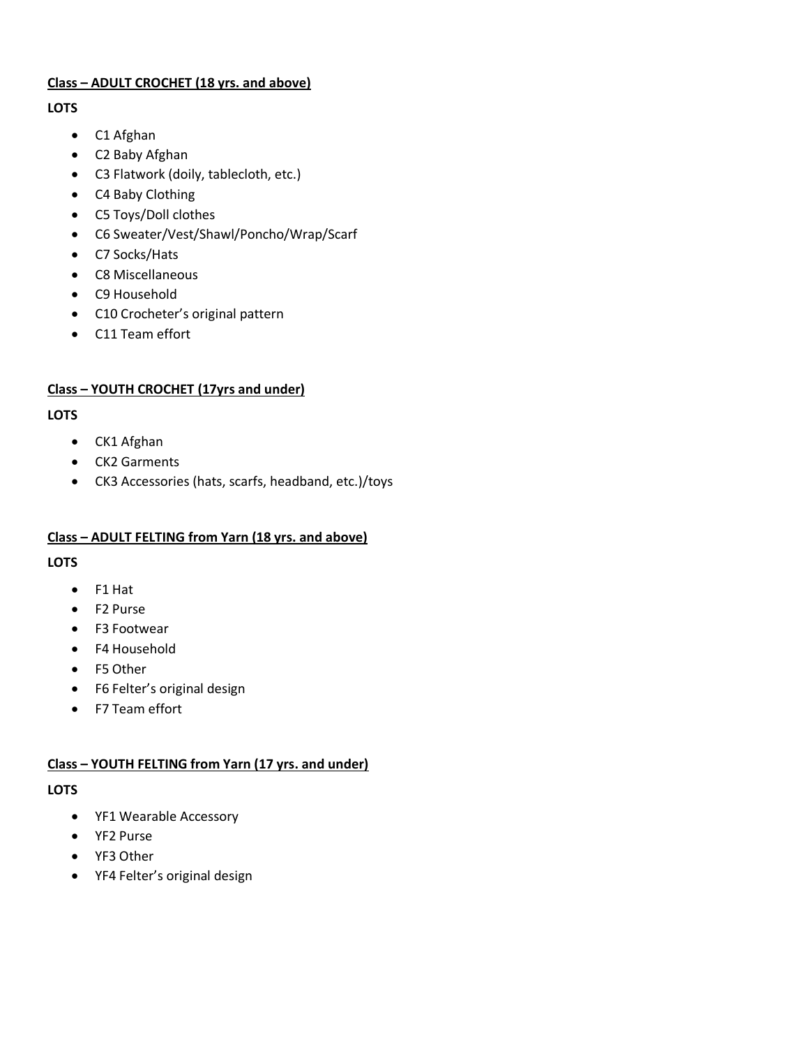**Class – ADULT CROCHET (18 yrs. and above)**

**LOTS**

- C1 Afghan
- C2 Baby Afghan
- C3 Flatwork (doily, tablecloth, etc.)
- C4 Baby Clothing
- C5 Toys/Doll clothes
- C6 Sweater/Vest/Shawl/Poncho/Wrap/Scarf
- C7 Socks/Hats
- C8 Miscellaneous
- C9 Household
- C10 Crocheter's original pattern
- C11 Team effort

**Class – YOUTH CROCHET (17yrs and under)**

**LOTS**

- CK1 Afghan
- CK2 Garments
- CK3 Accessories (hats, scarfs, headband, etc.)/toys

**Class – ADULT FELTING from Yarn (18 yrs. and above)**

**LOTS**

- F1 Hat
- F2 Purse
- F3 Footwear
- F4 Household
- F5 Other
- F6 Felter's original design
- F7 Team effort

**Class – YOUTH FELTING from Yarn (17 yrs. and under)**

**LOTS**

- YF1 Wearable Accessory
- YF2 Purse
- YF3 Other
- YF4 Felter's original design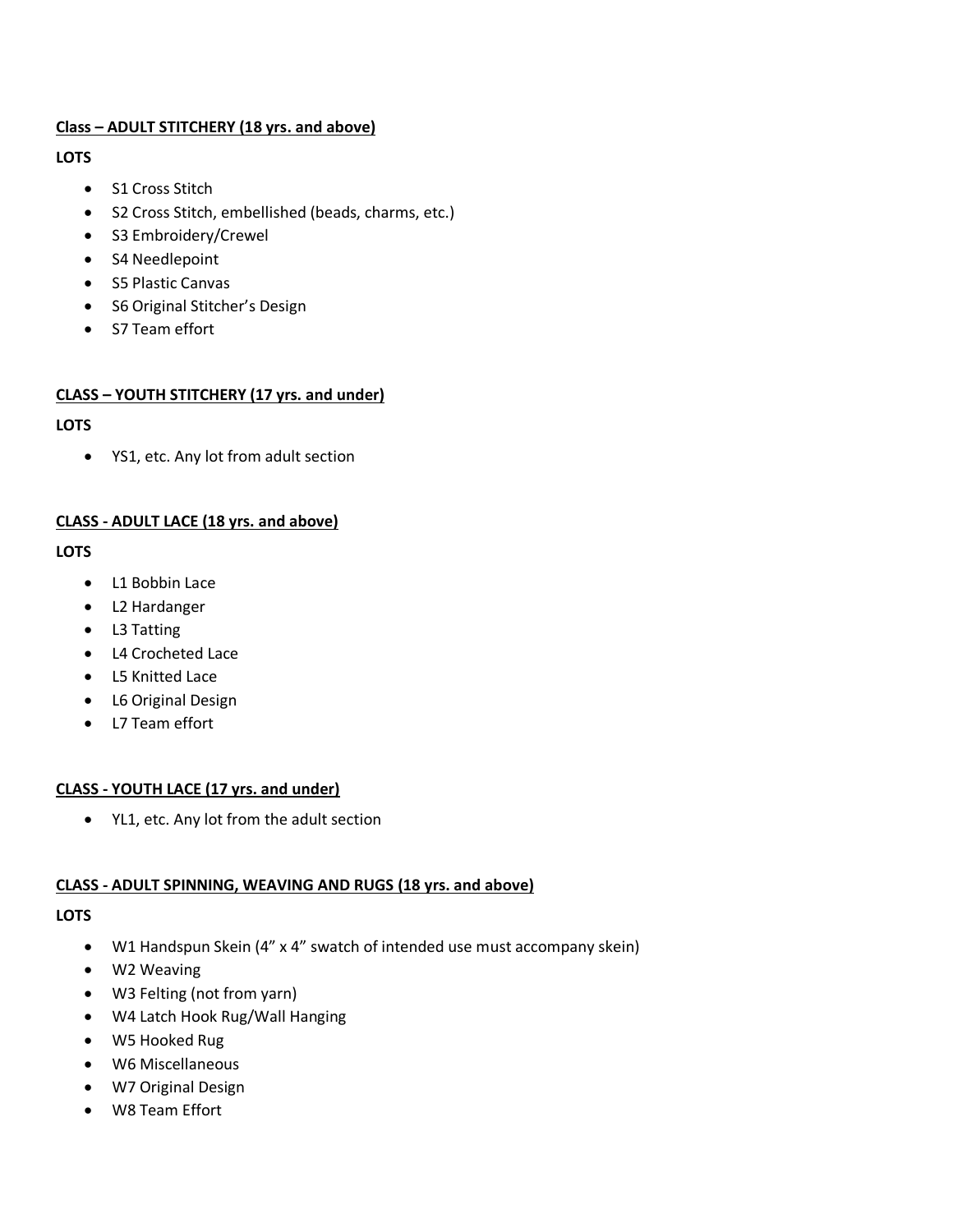**Class – ADULT STITCHERY (18 yrs. and above)**

**LOTS**

- S1 Cross Stitch
- S2 Cross Stitch, embellished (beads, charms, etc.)
- S3 Embroidery/Crewel
- S4 Needlepoint
- S5 Plastic Canvas
- S6 Original Stitcher's Design
- S7 Team effort

**CLASS – YOUTH STITCHERY (17 yrs. and under)**

**LOTS**

- YS1, etc. Any lot from adult section

**CLASS - ADULT LACE (18 yrs. and above)**

**LOTS**

- L1 Bobbin Lace
- L2 Hardanger
- L3 Tatting
- L4 Crocheted Lace
- L5 Knitted Lace
- L6 Original Design
- L7 Team effort

**CLASS - YOUTH LACE (17 yrs. and under)**

- YL1, etc. Any lot from the adult section

**CLASS - ADULT SPINNING, WEAVING AND RUGS (18 yrs. and above)**

**LOTS**

- W1 Handspun Skein (4" x 4" swatch of intended use must accompany skein)
- W2 Weaving
- W3 Felting (not from yarn)
- W4 Latch Hook Rug/Wall Hanging
- W5 Hooked Rug
- W6 Miscellaneous
- W7 Original Design
- W8 Team Effort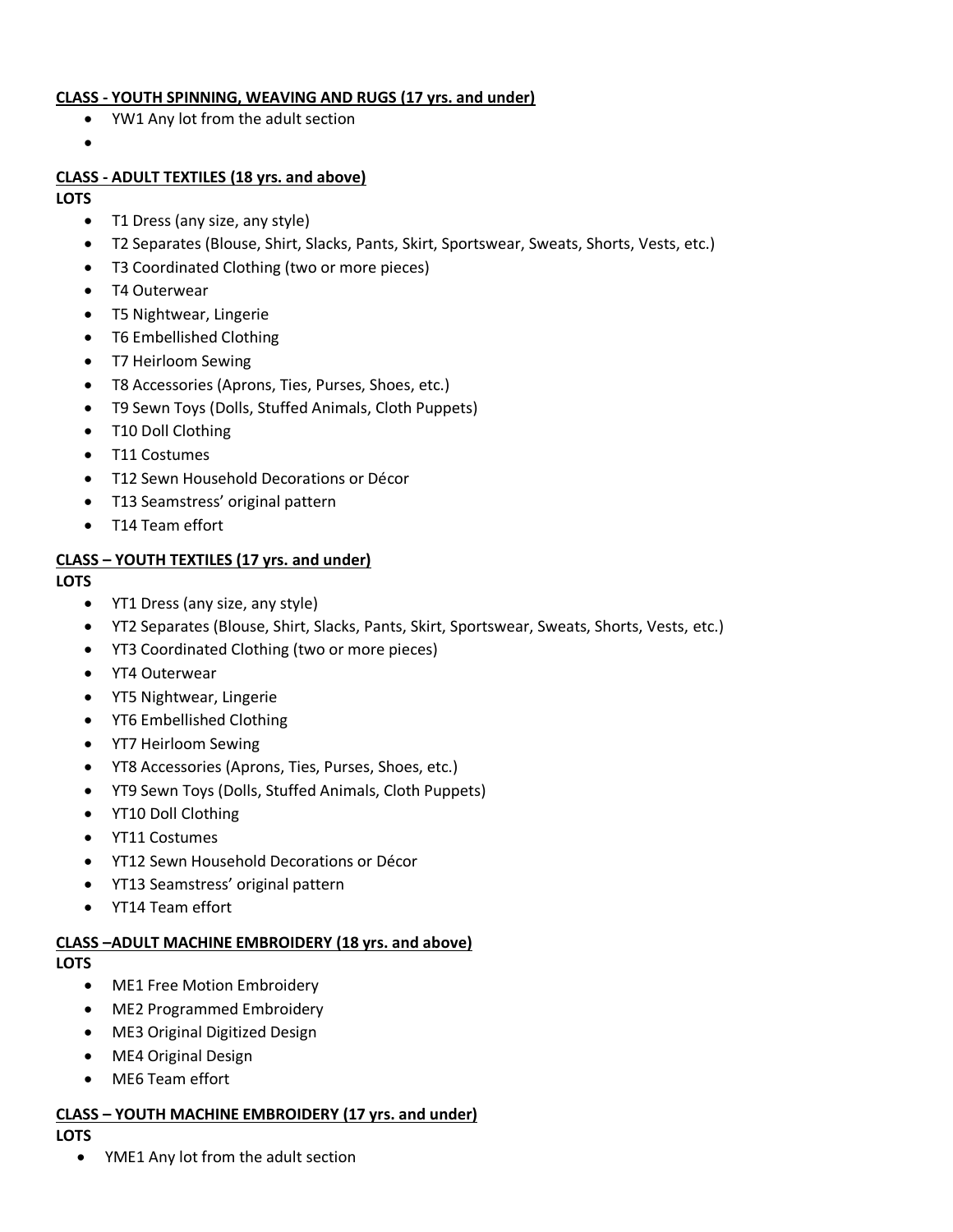**CLASS - YOUTH SPINNING, WEAVING AND RUGS (17 yrs. and under)**

- YW1 Any lot from the adult section
-

**CLASS - ADULT TEXTILES (18 yrs. and above)**

**LOTS**

- T1 Dress (any size, any style)
- T2 Separates (Blouse, Shirt, Slacks, Pants, Skirt, Sportswear, Sweats, Shorts, Vests, etc.)
- T3 Coordinated Clothing (two or more pieces)
- T4 Outerwear
- T5 Nightwear, Lingerie
- T6 Embellished Clothing
- T7 Heirloom Sewing
- T8 Accessories (Aprons, Ties, Purses, Shoes, etc.)
- T9 Sewn Toys (Dolls, Stuffed Animals, Cloth Puppets)
- T10 Doll Clothing
- T11 Costumes
- T12 Sewn Household Decorations or Décor
- T13 Seamstress' original pattern
- T14 Team effort

**CLASS – YOUTH TEXTILES (17 yrs. and under)**

**LOTS**

- YT1 Dress (any size, any style)
- YT2 Separates (Blouse, Shirt, Slacks, Pants, Skirt, Sportswear, Sweats, Shorts, Vests, etc.)
- YT3 Coordinated Clothing (two or more pieces)
- YT4 Outerwear
- YT5 Nightwear, Lingerie
- YT6 Embellished Clothing
- YT7 Heirloom Sewing
- YT8 Accessories (Aprons, Ties, Purses, Shoes, etc.)
- YT9 Sewn Toys (Dolls, Stuffed Animals, Cloth Puppets)
- YT10 Doll Clothing
- YT11 Costumes
- YT12 Sewn Household Decorations or Décor
- YT13 Seamstress' original pattern
- YT14 Team effort

**CLASS –ADULT MACHINE EMBROIDERY (18 yrs. and above)**

**LOTS**

- ME1 Free Motion Embroidery
- ME2 Programmed Embroidery
- ME3 Original Digitized Design
- ME4 Original Design
- ME6 Team effort

**CLASS – YOUTH MACHINE EMBROIDERY (17 yrs. and under)**

**LOTS**

- YME1 Any lot from the adult section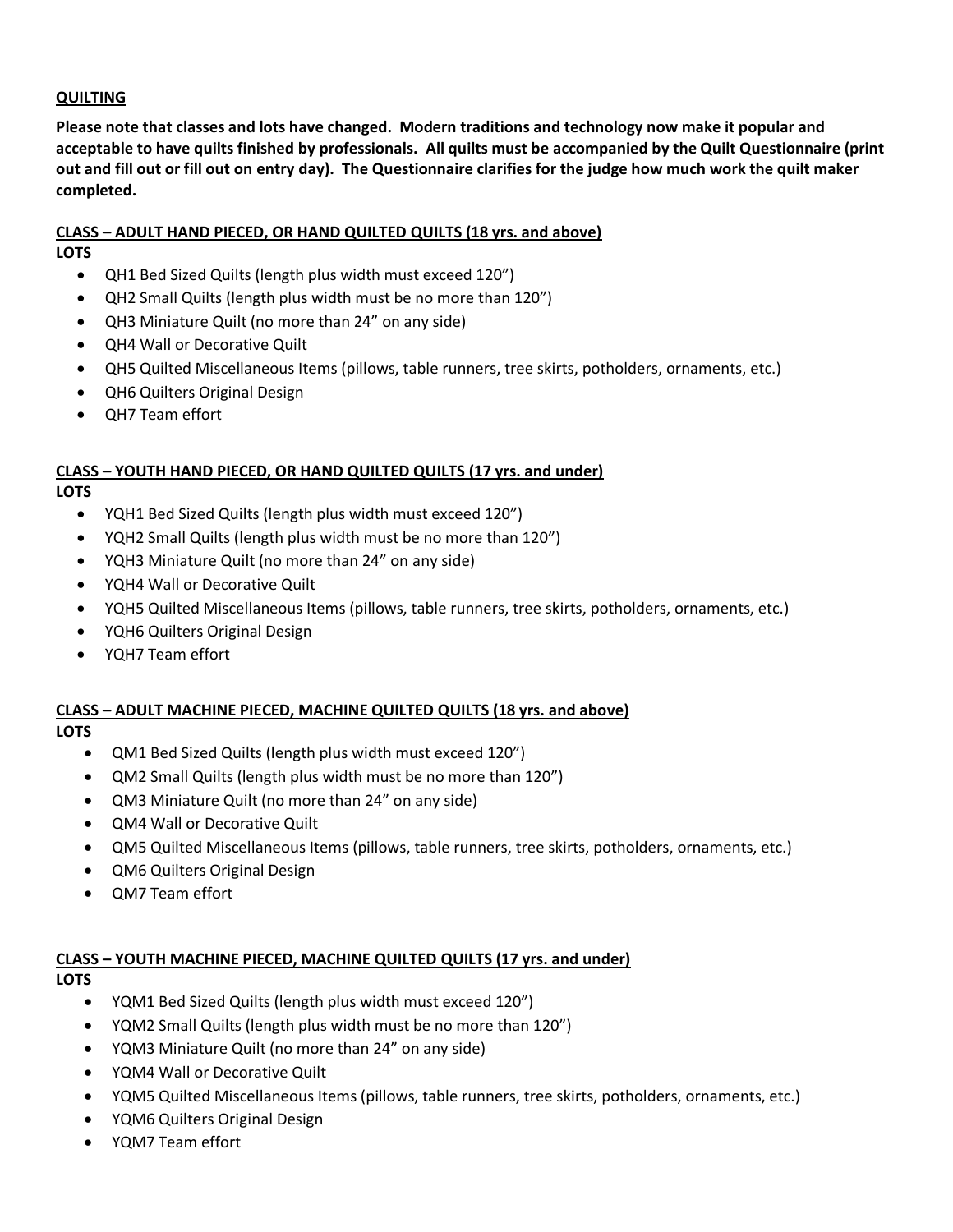## QUILTING

**Please note that classes and lots have changed. Modern traditions and technology now make it popular and acceptable to have quilts finished by professionals. All quilts must be accompanied by the Quilt Questionnaire (print out and fill out or fill out on entry day). The Questionnaire clarifies for the judge how much work the quilt maker completed.**

### CLASS – ADULT HAND PIECED, OR HAND QUILTED QUILTS (18 yrs. and above)

**LOTS**

- QH1 Bed Sized Quilts (length plus width must exceed 120")
- QH2 Small Quilts (length plus width must be no more than 120")
- QH3 Miniature Quilt (no more than 24" on any side)
- QH4 Wall or Decorative Quilt
- QH5 Quilted Miscellaneous Items (pillows, table runners, tree skirts, potholders, ornaments, etc.)
- QH6 Quilters Original Design
- QH7 Team effort

### CLASS – YOUTH HAND PIECED, OR HAND QUILTED QUILTS (17 yrs. and under)

**LOTS**

- YQH1 Bed Sized Quilts (length plus width must exceed 120")
- YQH2 Small Quilts (length plus width must be no more than 120")
- YQH3 Miniature Quilt (no more than 24" on any side)
- YQH4 Wall or Decorative Quilt
- YQH5 Quilted Miscellaneous Items (pillows, table runners, tree skirts, potholders, ornaments, etc.)
- YQH6 Quilters Original Design
- YQH7 Team effort

### CLASS – ADULT MACHINE PIECED, MACHINE QUILTED QUILTS (18 yrs. and above)

**LOTS**

- QM1 Bed Sized Quilts (length plus width must exceed 120")
- QM2 Small Quilts (length plus width must be no more than 120")
- QM3 Miniature Quilt (no more than 24" on any side)
- QM4 Wall or Decorative Quilt
- QM5 Quilted Miscellaneous Items (pillows, table runners, tree skirts, potholders, ornaments, etc.)
- QM6 Quilters Original Design
- QM7 Team effort

### CLASS – YOUTH MACHINE PIECED, MACHINE QUILTED QUILTS (17 yrs. and under)

**LOTS**

- YQM1 Bed Sized Quilts (length plus width must exceed 120")
- YQM2 Small Quilts (length plus width must be no more than 120")
- YQM3 Miniature Quilt (no more than 24" on any side)
- YQM4 Wall or Decorative Quilt
- YQM5 Quilted Miscellaneous Items (pillows, table runners, tree skirts, potholders, ornaments, etc.)
- YQM6 Quilters Original Design
- YQM7 Team effort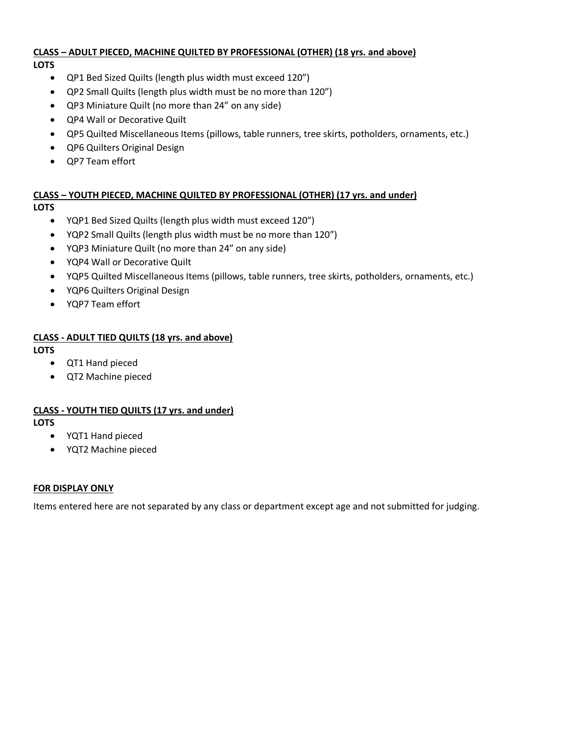**CLASS – ADULT PIECED, MACHINE QUILTED BY PROFESSIONAL (OTHER) (18 yrs. and above)**

**LOTS**

- QP1 Bed Sized Quilts (length plus width must exceed 120")
- QP2 Small Quilts (length plus width must be no more than 120")
- QP3 Miniature Quilt (no more than 24" on any side)
- QP4 Wall or Decorative Quilt
- QP5 Quilted Miscellaneous Items (pillows, table runners, tree skirts, potholders, ornaments, etc.)
- QP6 Quilters Original Design
- QP7 Team effort

**CLASS – YOUTH PIECED, MACHINE QUILTED BY PROFESSIONAL (OTHER) (17 yrs. and under)**

**LOTS**

- YQP1 Bed Sized Quilts (length plus width must exceed 120")
- YQP2 Small Quilts (length plus width must be no more than 120")
- YQP3 Miniature Quilt (no more than 24" on any side)
- YQP4 Wall or Decorative Quilt
- YQP5 Quilted Miscellaneous Items (pillows, table runners, tree skirts, potholders, ornaments, etc.)
- YQP6 Quilters Original Design
- YQP7 Team effort

**CLASS - ADULT TIED QUILTS (18 yrs. and above)**

**LOTS**

- QT1 Hand pieced
- QT2 Machine pieced

**CLASS - YOUTH TIED QUILTS (17 yrs. and under)**

**LOTS**

- YQT1 Hand pieced
- YQT2 Machine pieced

**FOR DISPLAY ONLY**

Items entered here are not separated by any class or department except age and not submitted for judging.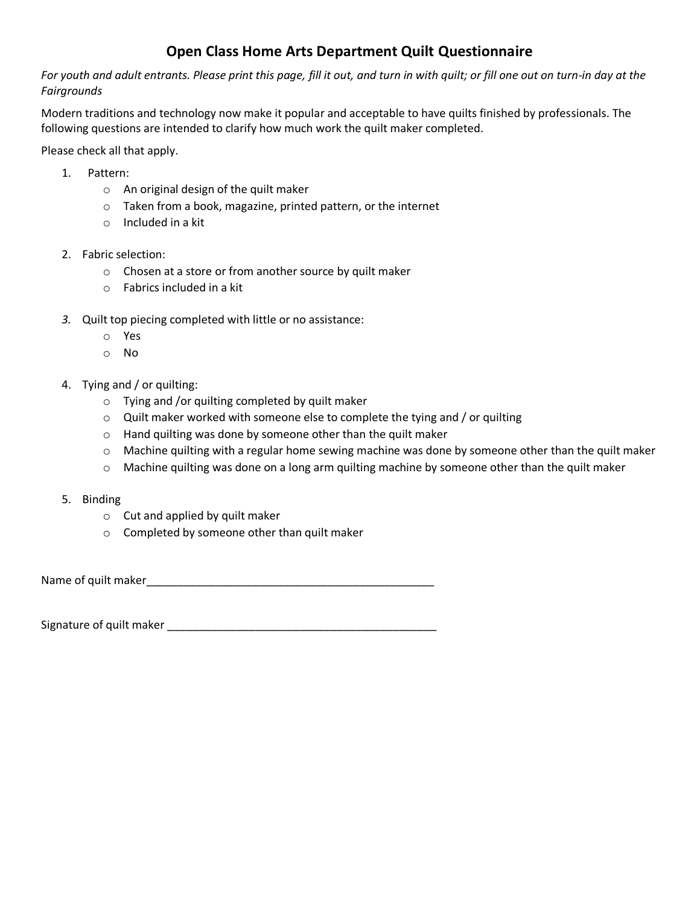# Open Class Home Arts Department Quilt Questionnaire

*For youth and adult entrants. Please print this page, fill it out, and turn in with quilt; or fill one out on turn-in day at the Fairgrounds*

Modern traditions and technology now make it popular and acceptable to have quilts finished by professionals. The following questions are intended to clarify how much work the quilt maker completed.

Please check all that apply.

1. Pattern:
   - An original design of the quilt maker
   - Taken from a book, magazine, printed pattern, or the internet
   - Included in a kit

2. Fabric selection:
   - Chosen at a store or from another source by quilt maker
   - Fabrics included in a kit

3. Quilt top piecing completed with little or no assistance:
   - Yes
   - No

4. Tying and / or quilting:
   - Tying and /or quilting completed by quilt maker
   - Quilt maker worked with someone else to complete the tying and / or quilting
   - Hand quilting was done by someone other than the quilt maker
   - Machine quilting with a regular home sewing machine was done by someone other than the quilt maker
   - Machine quilting was done on a long arm quilting machine by someone other than the quilt maker

5. Binding
   - Cut and applied by quilt maker
   - Completed by someone other than quilt maker

Name of quilt maker_______________________________________________

Signature of quilt maker ____________________________________________